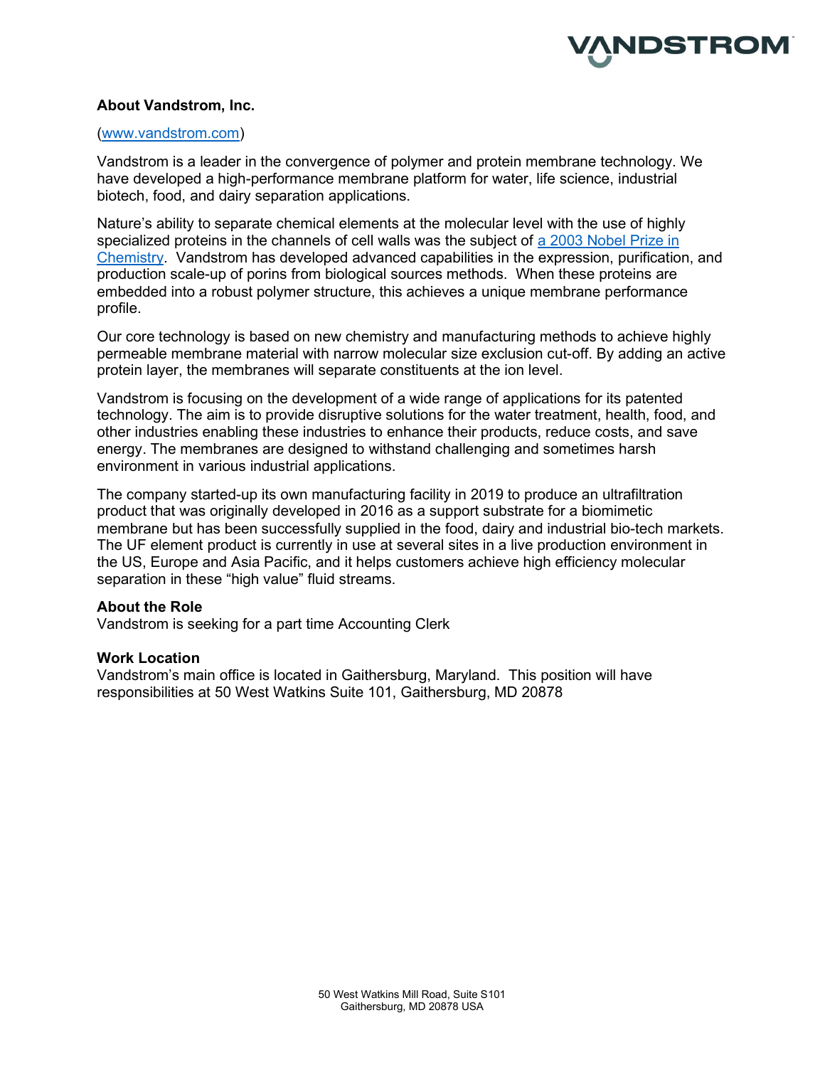## About Vandstrom, Inc.

([www.vandstrom.com](www.vandstrom.com))

Vandstrom is a leader in the convergence of polymer and protein membrane technology. We have developed a high-performance membrane platform for water, life science, industrial biotech, food, and dairy separation applications.

Nature's ability to separate chemical elements at the molecular level with the use of highly specialized proteins in the channels of cell walls was the subject of a 2003 Nobel Prize in Chemistry. Vandstrom has developed advanced capabilities in the expression, purification, and production scale-up of porins from biological sources methods. When these proteins are embedded into a robust polymer structure, this achieves a unique membrane performance profile.

Our core technology is based on new chemistry and manufacturing methods to achieve highly permeable membrane material with narrow molecular size exclusion cut-off. By adding an active protein layer, the membranes will separate constituents at the ion level.

Vandstrom is focusing on the development of a wide range of applications for its patented technology. The aim is to provide disruptive solutions for the water treatment, health, food, and other industries enabling these industries to enhance their products, reduce costs, and save energy. The membranes are designed to withstand challenging and sometimes harsh environment in various industrial applications.

The company started-up its own manufacturing facility in 2019 to produce an ultrafiltration product that was originally developed in 2016 as a support substrate for a biomimetic membrane but has been successfully supplied in the food, dairy and industrial bio-tech markets. The UF element product is currently in use at several sites in a live production environment in the US, Europe and Asia Pacific, and it helps customers achieve high efficiency molecular separation in these "high value" fluid streams.

**About the Role**
Vandstrom is seeking for a part time Accounting Clerk

**Work Location**
Vandstrom's main office is located in Gaithersburg, Maryland. This position will have responsibilities at 50 West Watkins Suite 101, Gaithersburg, MD 20878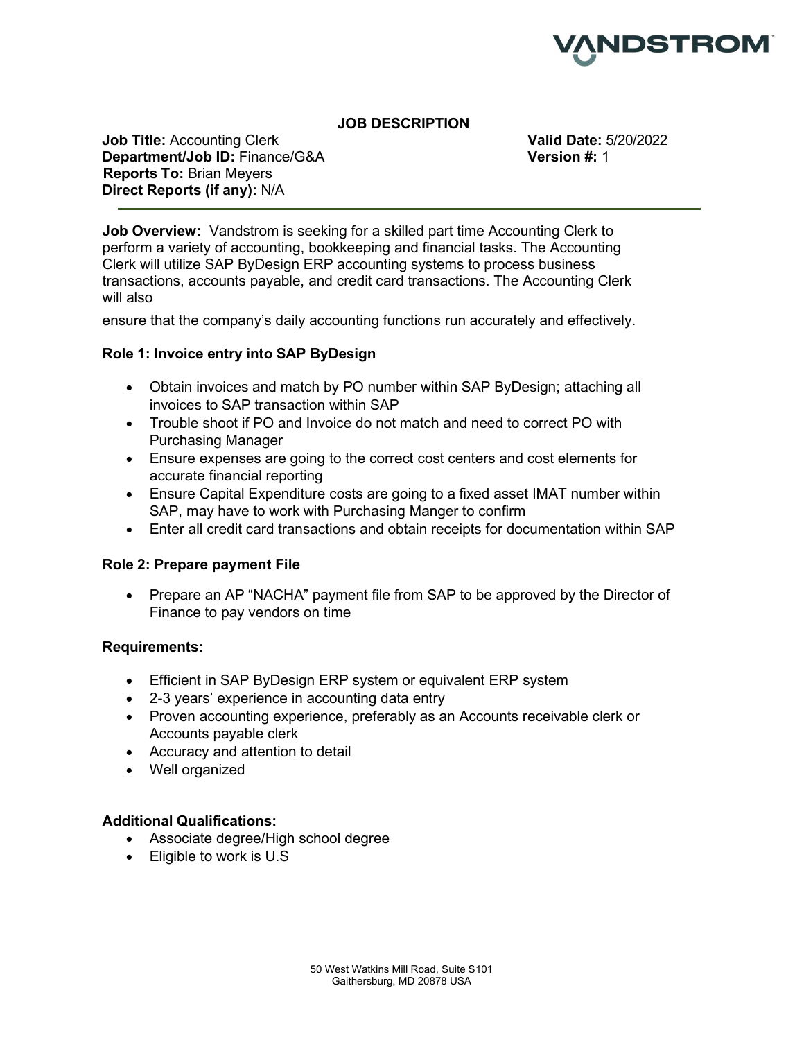## JOB DESCRIPTION

**Job Title:** Accounting Clerk
**Department/Job ID:** Finance/G&A
**Reports To:** Brian Meyers
**Direct Reports (if any):** N/A

**Valid Date:** 5/20/2022
**Version #:** 1

**Job Overview:** Vandstrom is seeking for a skilled part time Accounting Clerk to perform a variety of accounting, bookkeeping and financial tasks. The Accounting Clerk will utilize SAP ByDesign ERP accounting systems to process business transactions, accounts payable, and credit card transactions. The Accounting Clerk will also

ensure that the company's daily accounting functions run accurately and effectively.

**Role 1: Invoice entry into SAP ByDesign**

- Obtain invoices and match by PO number within SAP ByDesign; attaching all invoices to SAP transaction within SAP
- Trouble shoot if PO and Invoice do not match and need to correct PO with Purchasing Manager
- Ensure expenses are going to the correct cost centers and cost elements for accurate financial reporting
- Ensure Capital Expenditure costs are going to a fixed asset IMAT number within SAP, may have to work with Purchasing Manger to confirm
- Enter all credit card transactions and obtain receipts for documentation within SAP

**Role 2: Prepare payment File**

- Prepare an AP "NACHA" payment file from SAP to be approved by the Director of Finance to pay vendors on time

**Requirements:**

- Efficient in SAP ByDesign ERP system or equivalent ERP system
- 2-3 years' experience in accounting data entry
- Proven accounting experience, preferably as an Accounts receivable clerk or Accounts payable clerk
- Accuracy and attention to detail
- Well organized

**Additional Qualifications:**

- Associate degree/High school degree
- Eligible to work is U.S